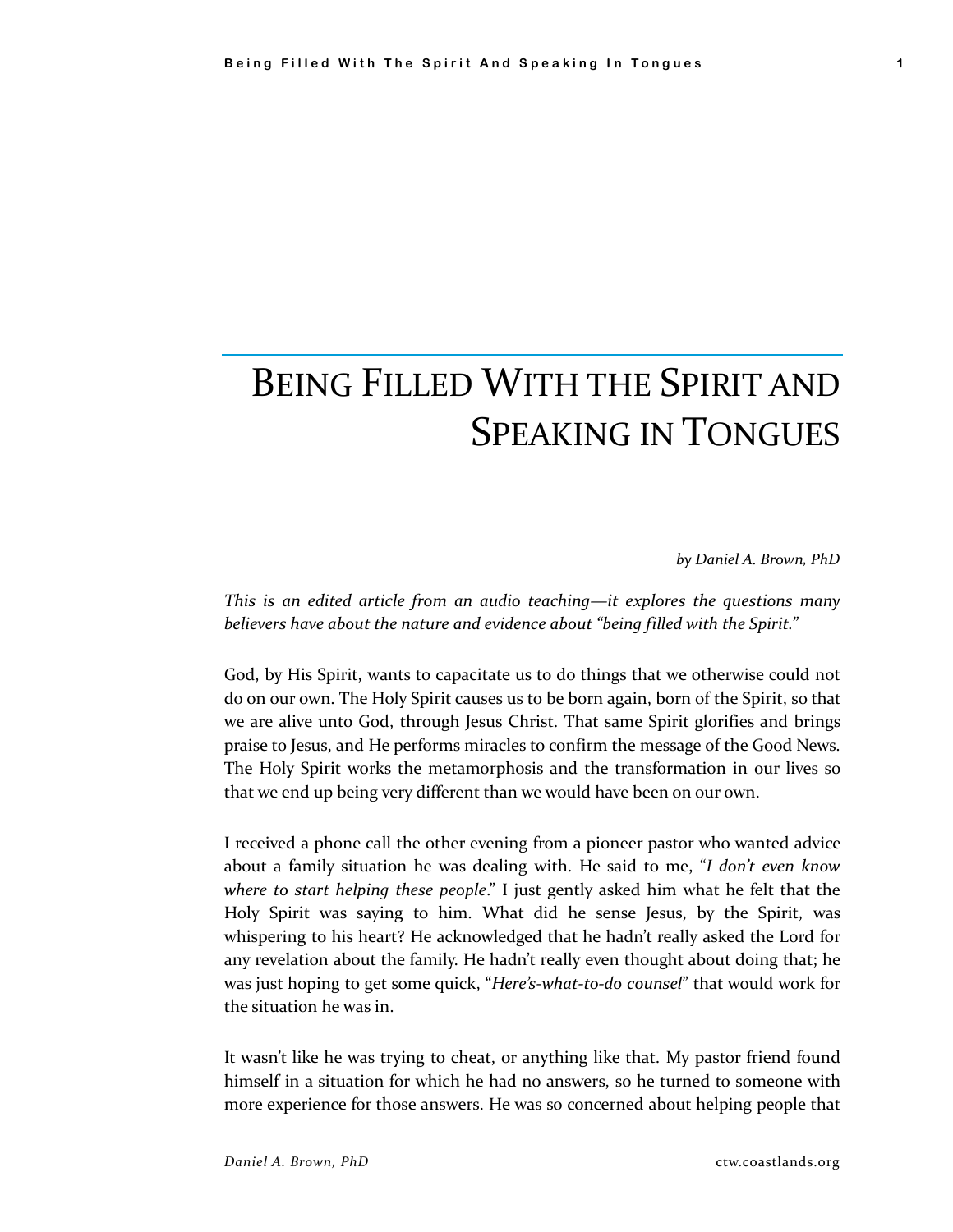# Being Filled With the Spirit and Speaking in Tongues

*by Daniel A. Brown, PhD*

*This is an edited article from an audio teaching—it explores the questions many believers have about the nature and evidence about "being filled with the Spirit."*

God, by His Spirit, wants to capacitate us to do things that we otherwise could not do on our own. The Holy Spirit causes us to be born again, born of the Spirit, so that we are alive unto God, through Jesus Christ. That same Spirit glorifies and brings praise to Jesus, and He performs miracles to confirm the message of the Good News. The Holy Spirit works the metamorphosis and the transformation in our lives so that we end up being very different than we would have been on our own.

I received a phone call the other evening from a pioneer pastor who wanted advice about a family situation he was dealing with. He said to me, "*I don't even know where to start helping these people*." I just gently asked him what he felt that the Holy Spirit was saying to him. What did he sense Jesus, by the Spirit, was whispering to his heart? He acknowledged that he hadn't really asked the Lord for any revelation about the family. He hadn't really even thought about doing that; he was just hoping to get some quick, "*Here's-what-to-do counsel*" that would work for the situation he was in.

It wasn't like he was trying to cheat, or anything like that. My pastor friend found himself in a situation for which he had no answers, so he turned to someone with more experience for those answers. He was so concerned about helping people that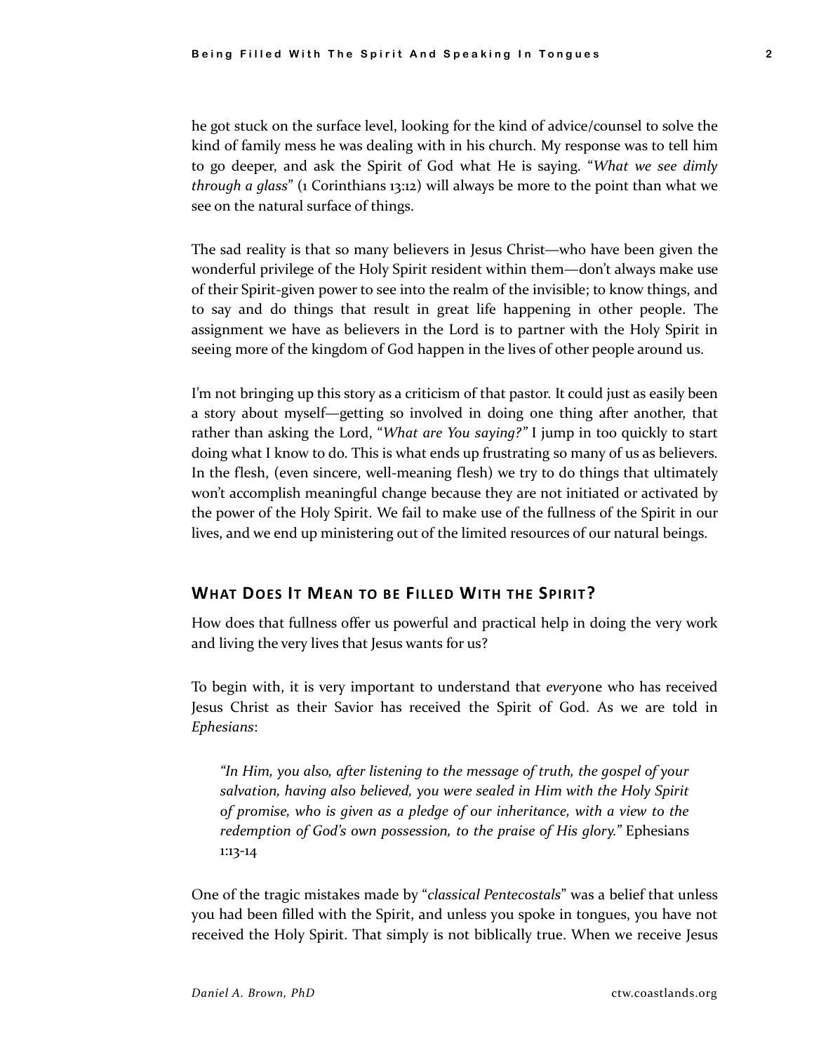he got stuck on the surface level, looking for the kind of advice/counsel to solve the kind of family mess he was dealing with in his church. My response was to tell him to go deeper, and ask the Spirit of God what He is saying. "*What we see dimly through a glass*" (1 Corinthians 13:12) will always be more to the point than what we see on the natural surface of things.

The sad reality is that so many believers in Jesus Christ—who have been given the wonderful privilege of the Holy Spirit resident within them—don't always make use of their Spirit-given power to see into the realm of the invisible; to know things, and to say and do things that result in great life happening in other people. The assignment we have as believers in the Lord is to partner with the Holy Spirit in seeing more of the kingdom of God happen in the lives of other people around us.

I'm not bringing up this story as a criticism of that pastor. It could just as easily been a story about myself—getting so involved in doing one thing after another, that rather than asking the Lord, "*What are You saying?"* I jump in too quickly to start doing what I know to do. This is what ends up frustrating so many of us as believers. In the flesh, (even sincere, well-meaning flesh) we try to do things that ultimately won't accomplish meaningful change because they are not initiated or activated by the power of the Holy Spirit. We fail to make use of the fullness of the Spirit in our lives, and we end up ministering out of the limited resources of our natural beings.

## What Does It Mean to be Filled With the Spirit?

How does that fullness offer us powerful and practical help in doing the very work and living the very lives that Jesus wants for us?

To begin with, it is very important to understand that *every*one who has received Jesus Christ as their Savior has received the Spirit of God. As we are told in *Ephesians*:

> *"In Him, you also, after listening to the message of truth, the gospel of your salvation, having also believed, you were sealed in Him with the Holy Spirit of promise, who is given as a pledge of our inheritance, with a view to the redemption of God's own possession, to the praise of His glory."* Ephesians 1:13-14

One of the tragic mistakes made by "*classical Pentecostals*" was a belief that unless you had been filled with the Spirit, and unless you spoke in tongues, you have not received the Holy Spirit. That simply is not biblically true. When we receive Jesus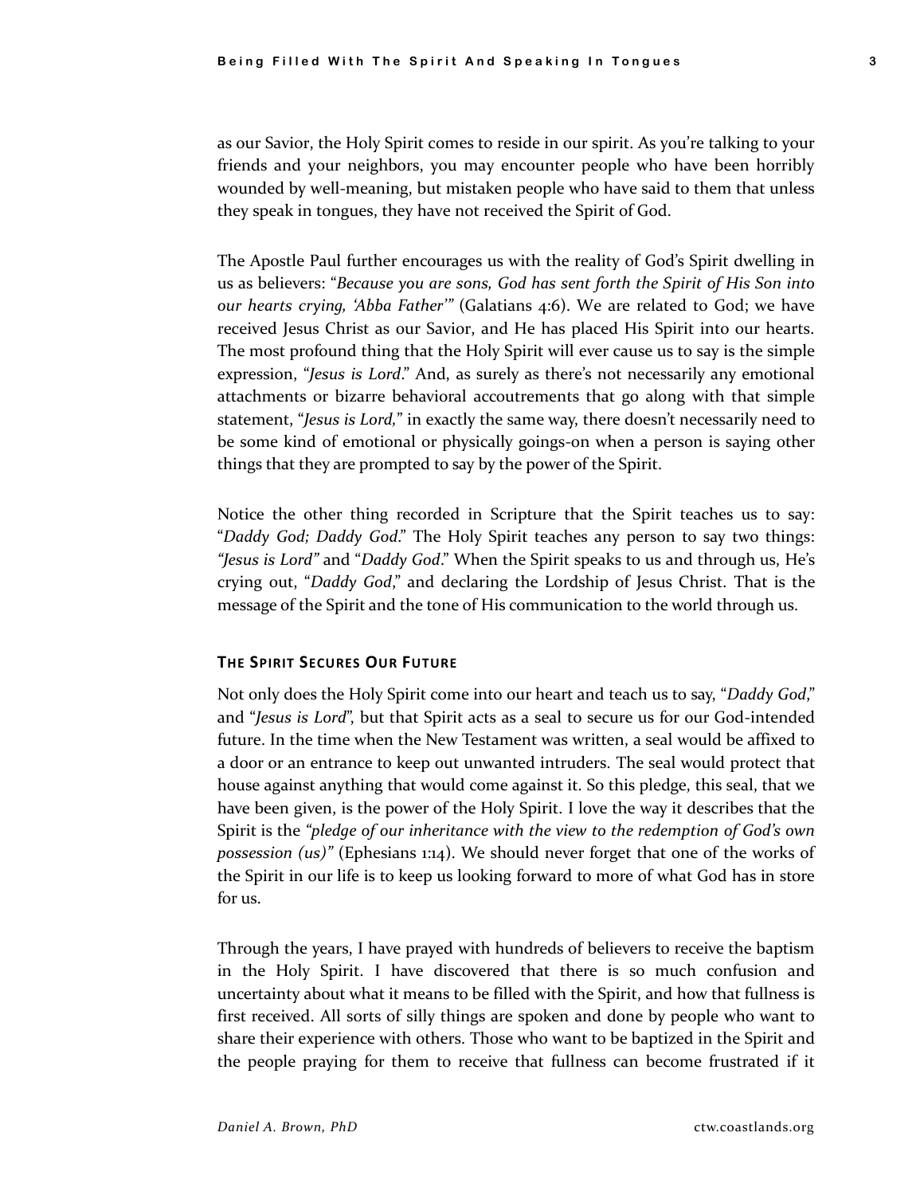as our Savior, the Holy Spirit comes to reside in our spirit. As you're talking to your friends and your neighbors, you may encounter people who have been horribly wounded by well-meaning, but mistaken people who have said to them that unless they speak in tongues, they have not received the Spirit of God.

The Apostle Paul further encourages us with the reality of God's Spirit dwelling in us as believers: "*Because you are sons, God has sent forth the Spirit of His Son into our hearts crying, 'Abba Father'*" (Galatians 4:6). We are related to God; we have received Jesus Christ as our Savior, and He has placed His Spirit into our hearts. The most profound thing that the Holy Spirit will ever cause us to say is the simple expression, "*Jesus is Lord*." And, as surely as there's not necessarily any emotional attachments or bizarre behavioral accoutrements that go along with that simple statement, "*Jesus is Lord,*" in exactly the same way, there doesn't necessarily need to be some kind of emotional or physically goings-on when a person is saying other things that they are prompted to say by the power of the Spirit.

Notice the other thing recorded in Scripture that the Spirit teaches us to say: "*Daddy God; Daddy God*." The Holy Spirit teaches any person to say two things: *"Jesus is Lord"* and "*Daddy God*." When the Spirit speaks to us and through us, He's crying out, "*Daddy God*," and declaring the Lordship of Jesus Christ. That is the message of the Spirit and the tone of His communication to the world through us.

#### The Spirit Secures Our Future

Not only does the Holy Spirit come into our heart and teach us to say, "*Daddy God*," and "*Jesus is Lord*", but that Spirit acts as a seal to secure us for our God-intended future. In the time when the New Testament was written, a seal would be affixed to a door or an entrance to keep out unwanted intruders. The seal would protect that house against anything that would come against it. So this pledge, this seal, that we have been given, is the power of the Holy Spirit. I love the way it describes that the Spirit is the *"pledge of our inheritance with the view to the redemption of God's own possession (us)"* (Ephesians 1:14). We should never forget that one of the works of the Spirit in our life is to keep us looking forward to more of what God has in store for us.

Through the years, I have prayed with hundreds of believers to receive the baptism in the Holy Spirit. I have discovered that there is so much confusion and uncertainty about what it means to be filled with the Spirit, and how that fullness is first received. All sorts of silly things are spoken and done by people who want to share their experience with others. Those who want to be baptized in the Spirit and the people praying for them to receive that fullness can become frustrated if it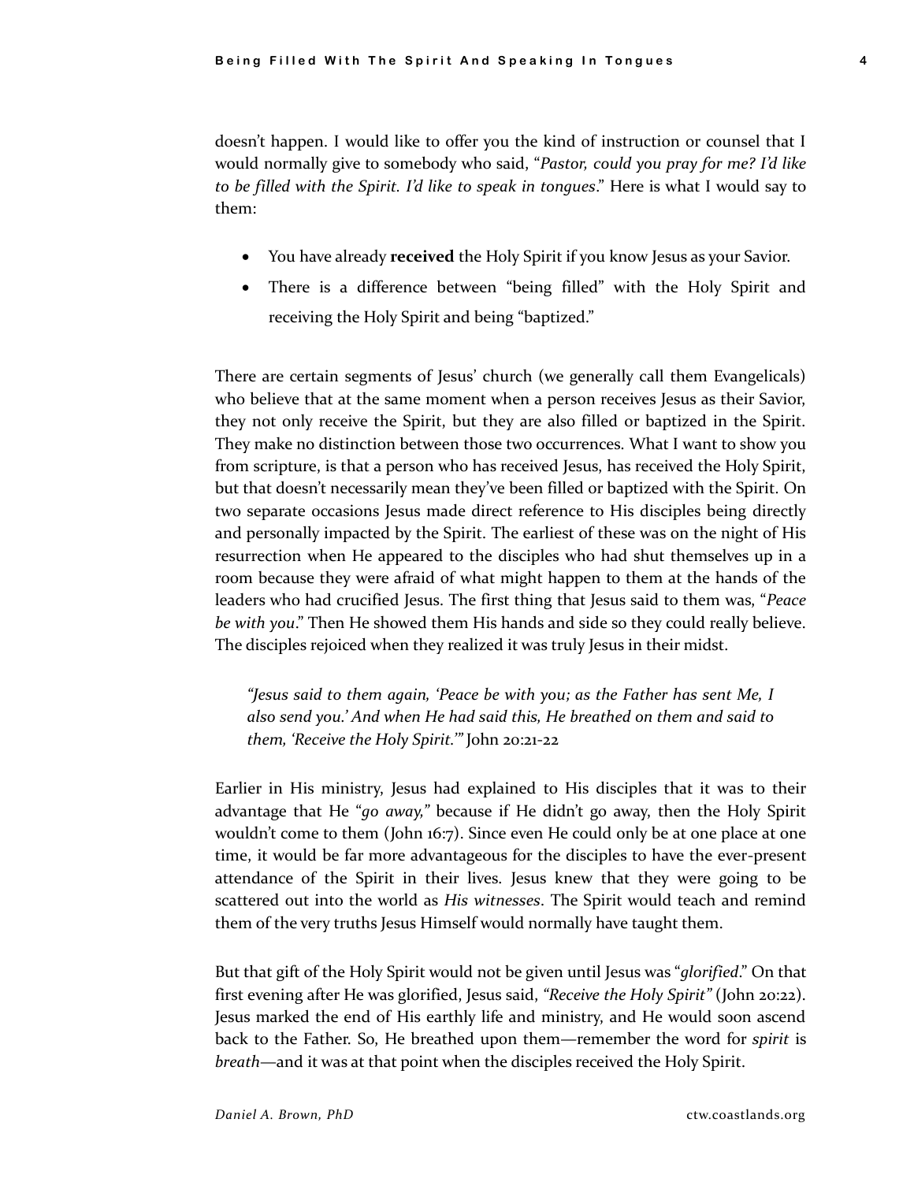doesn't happen. I would like to offer you the kind of instruction or counsel that I would normally give to somebody who said, "*Pastor, could you pray for me? I'd like to be filled with the Spirit. I'd like to speak in tongues*." Here is what I would say to them:

- You have already **received** the Holy Spirit if you know Jesus as your Savior.
- There is a difference between "being filled" with the Holy Spirit and receiving the Holy Spirit and being "baptized."

There are certain segments of Jesus' church (we generally call them Evangelicals) who believe that at the same moment when a person receives Jesus as their Savior, they not only receive the Spirit, but they are also filled or baptized in the Spirit. They make no distinction between those two occurrences. What I want to show you from scripture, is that a person who has received Jesus, has received the Holy Spirit, but that doesn't necessarily mean they've been filled or baptized with the Spirit. On two separate occasions Jesus made direct reference to His disciples being directly and personally impacted by the Spirit. The earliest of these was on the night of His resurrection when He appeared to the disciples who had shut themselves up in a room because they were afraid of what might happen to them at the hands of the leaders who had crucified Jesus. The first thing that Jesus said to them was, "*Peace be with you*." Then He showed them His hands and side so they could really believe. The disciples rejoiced when they realized it was truly Jesus in their midst.

> *"Jesus said to them again, 'Peace be with you; as the Father has sent Me, I also send you.' And when He had said this, He breathed on them and said to them, 'Receive the Holy Spirit.'"* John 20:21-22

Earlier in His ministry, Jesus had explained to His disciples that it was to their advantage that He "*go away,*" because if He didn't go away, then the Holy Spirit wouldn't come to them (John 16:7). Since even He could only be at one place at one time, it would be far more advantageous for the disciples to have the ever-present attendance of the Spirit in their lives. Jesus knew that they were going to be scattered out into the world as *His witnesses*. The Spirit would teach and remind them of the very truths Jesus Himself would normally have taught them.

But that gift of the Holy Spirit would not be given until Jesus was "*glorified*." On that first evening after He was glorified, Jesus said, *"Receive the Holy Spirit"* (John 20:22). Jesus marked the end of His earthly life and ministry, and He would soon ascend back to the Father. So, He breathed upon them—remember the word for *spirit* is *breath*—and it was at that point when the disciples received the Holy Spirit.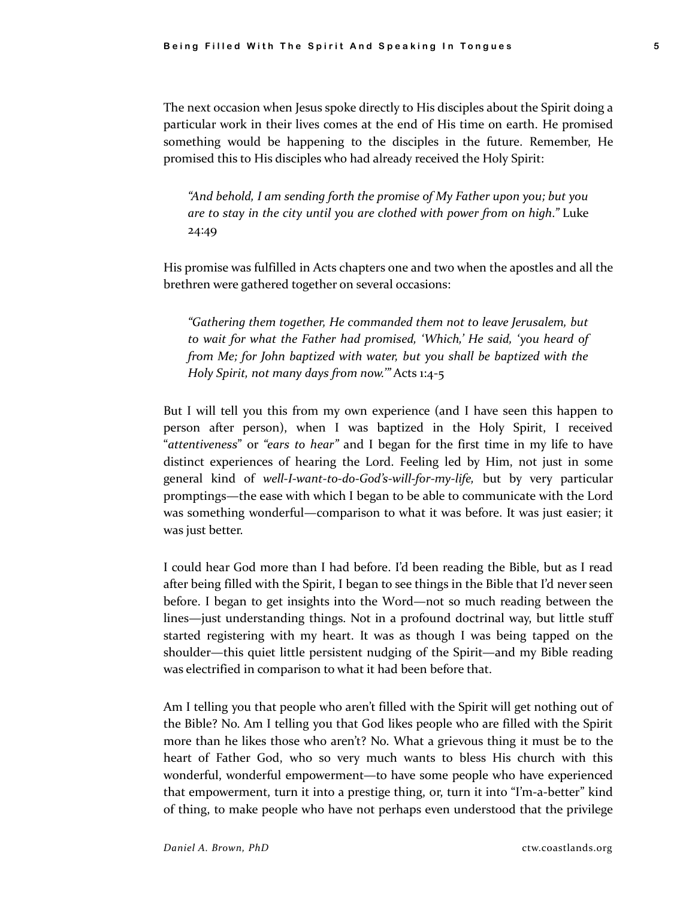The next occasion when Jesus spoke directly to His disciples about the Spirit doing a particular work in their lives comes at the end of His time on earth. He promised something would be happening to the disciples in the future. Remember, He promised this to His disciples who had already received the Holy Spirit:

> *"And behold, I am sending forth the promise of My Father upon you; but you are to stay in the city until you are clothed with power from on high."* Luke 24:49

His promise was fulfilled in Acts chapters one and two when the apostles and all the brethren were gathered together on several occasions:

> *"Gathering them together, He commanded them not to leave Jerusalem, but to wait for what the Father had promised, 'Which,' He said, 'you heard of from Me; for John baptized with water, but you shall be baptized with the Holy Spirit, not many days from now.'"* Acts 1:4-5

But I will tell you this from my own experience (and I have seen this happen to person after person), when I was baptized in the Holy Spirit, I received "*attentiveness*" or *"ears to hear"* and I began for the first time in my life to have distinct experiences of hearing the Lord. Feeling led by Him, not just in some general kind of *well-I-want-to-do-God's-will-for-my-life,* but by very particular promptings—the ease with which I began to be able to communicate with the Lord was something wonderful—comparison to what it was before. It was just easier; it was just better.

I could hear God more than I had before. I'd been reading the Bible, but as I read after being filled with the Spirit, I began to see things in the Bible that I'd never seen before. I began to get insights into the Word—not so much reading between the lines—just understanding things. Not in a profound doctrinal way, but little stuff started registering with my heart. It was as though I was being tapped on the shoulder—this quiet little persistent nudging of the Spirit—and my Bible reading was electrified in comparison to what it had been before that.

Am I telling you that people who aren't filled with the Spirit will get nothing out of the Bible? No. Am I telling you that God likes people who are filled with the Spirit more than he likes those who aren't? No. What a grievous thing it must be to the heart of Father God, who so very much wants to bless His church with this wonderful, wonderful empowerment—to have some people who have experienced that empowerment, turn it into a prestige thing, or, turn it into "I'm-a-better" kind of thing, to make people who have not perhaps even understood that the privilege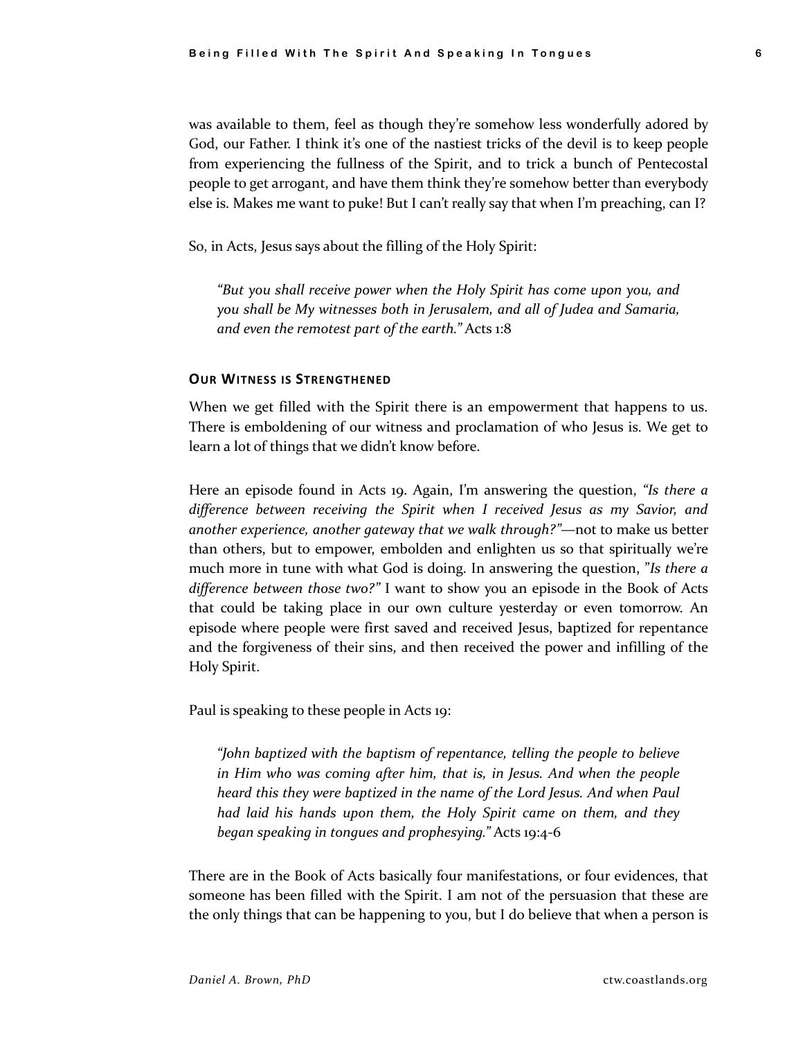was available to them, feel as though they're somehow less wonderfully adored by God, our Father. I think it's one of the nastiest tricks of the devil is to keep people from experiencing the fullness of the Spirit, and to trick a bunch of Pentecostal people to get arrogant, and have them think they're somehow better than everybody else is. Makes me want to puke! But I can't really say that when I'm preaching, can I?

So, in Acts, Jesus says about the filling of the Holy Spirit:

> *"But you shall receive power when the Holy Spirit has come upon you, and you shall be My witnesses both in Jerusalem, and all of Judea and Samaria, and even the remotest part of the earth."* Acts 1:8

#### Our Witness is Strengthened

When we get filled with the Spirit there is an empowerment that happens to us. There is emboldening of our witness and proclamation of who Jesus is. We get to learn a lot of things that we didn't know before.

Here an episode found in Acts 19. Again, I'm answering the question, *"Is there a difference between receiving the Spirit when I received Jesus as my Savior, and another experience, another gateway that we walk through?"*—not to make us better than others, but to empower, embolden and enlighten us so that spiritually we're much more in tune with what God is doing. In answering the question, *"Is there a difference between those two?"* I want to show you an episode in the Book of Acts that could be taking place in our own culture yesterday or even tomorrow. An episode where people were first saved and received Jesus, baptized for repentance and the forgiveness of their sins, and then received the power and infilling of the Holy Spirit.

Paul is speaking to these people in Acts 19:

> *"John baptized with the baptism of repentance, telling the people to believe in Him who was coming after him, that is, in Jesus. And when the people heard this they were baptized in the name of the Lord Jesus. And when Paul had laid his hands upon them, the Holy Spirit came on them, and they began speaking in tongues and prophesying."* Acts 19:4-6

There are in the Book of Acts basically four manifestations, or four evidences, that someone has been filled with the Spirit. I am not of the persuasion that these are the only things that can be happening to you, but I do believe that when a person is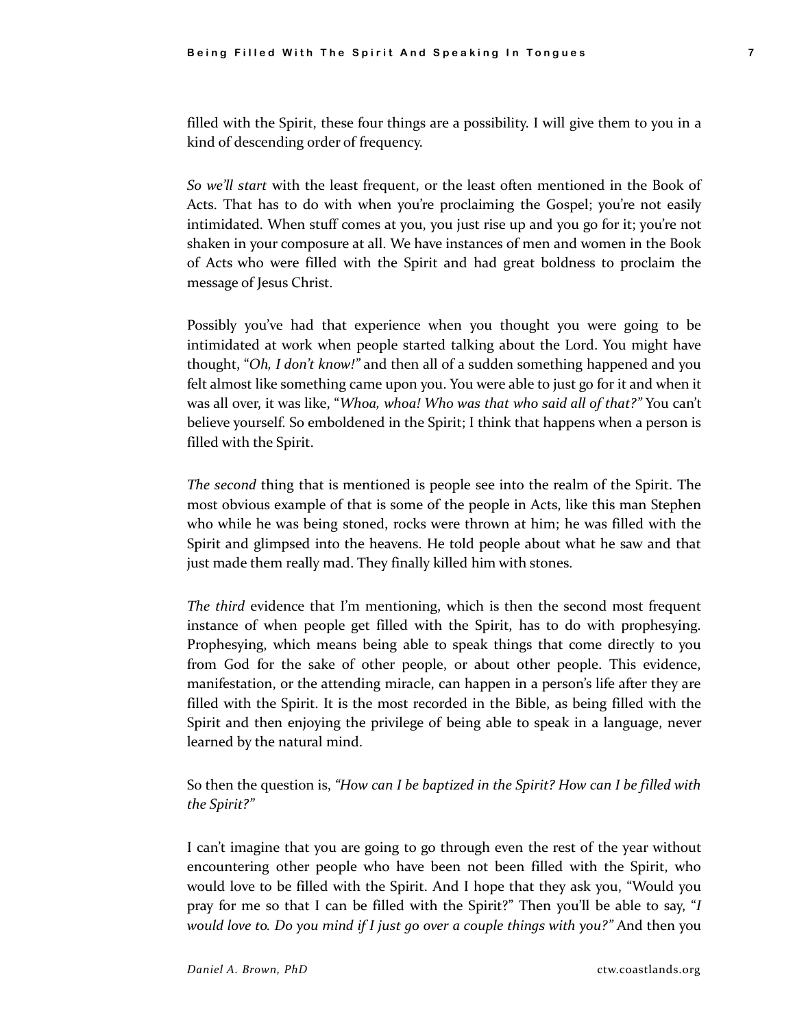filled with the Spirit, these four things are a possibility. I will give them to you in a kind of descending order of frequency.

*So we'll start* with the least frequent, or the least often mentioned in the Book of Acts. That has to do with when you're proclaiming the Gospel; you're not easily intimidated. When stuff comes at you, you just rise up and you go for it; you're not shaken in your composure at all. We have instances of men and women in the Book of Acts who were filled with the Spirit and had great boldness to proclaim the message of Jesus Christ.

Possibly you've had that experience when you thought you were going to be intimidated at work when people started talking about the Lord. You might have thought, "*Oh, I don't know!*" and then all of a sudden something happened and you felt almost like something came upon you. You were able to just go for it and when it was all over, it was like, "*Whoa, whoa! Who was that who said all of that?*" You can't believe yourself. So emboldened in the Spirit; I think that happens when a person is filled with the Spirit.

*The second* thing that is mentioned is people see into the realm of the Spirit. The most obvious example of that is some of the people in Acts, like this man Stephen who while he was being stoned, rocks were thrown at him; he was filled with the Spirit and glimpsed into the heavens. He told people about what he saw and that just made them really mad. They finally killed him with stones.

*The third* evidence that I'm mentioning, which is then the second most frequent instance of when people get filled with the Spirit, has to do with prophesying. Prophesying, which means being able to speak things that come directly to you from God for the sake of other people, or about other people. This evidence, manifestation, or the attending miracle, can happen in a person's life after they are filled with the Spirit. It is the most recorded in the Bible, as being filled with the Spirit and then enjoying the privilege of being able to speak in a language, never learned by the natural mind.

So then the question is, *"How can I be baptized in the Spirit? How can I be filled with the Spirit?"*

I can't imagine that you are going to go through even the rest of the year without encountering other people who have been not been filled with the Spirit, who would love to be filled with the Spirit. And I hope that they ask you, "Would you pray for me so that I can be filled with the Spirit?" Then you'll be able to say, "*I would love to. Do you mind if I just go over a couple things with you?*" And then you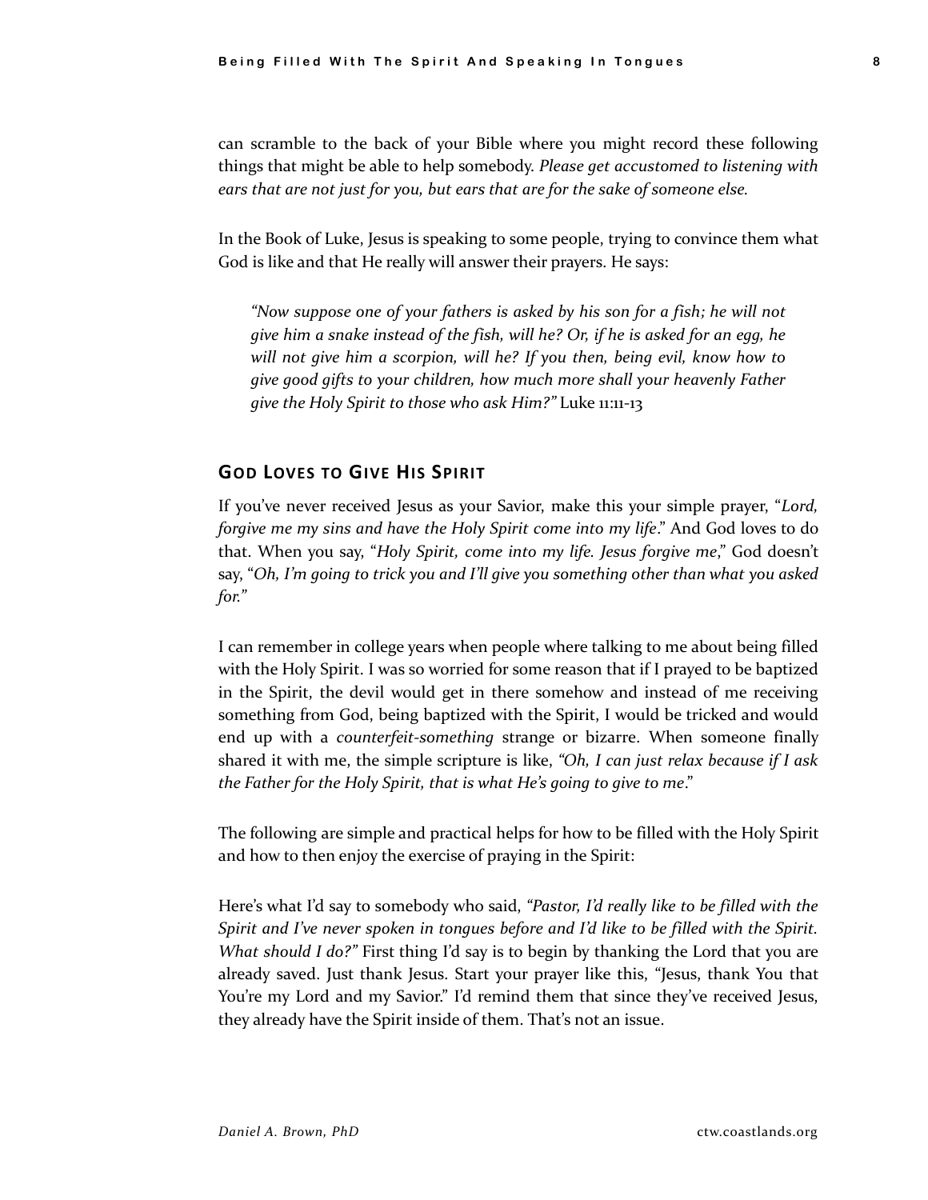can scramble to the back of your Bible where you might record these following things that might be able to help somebody. *Please get accustomed to listening with ears that are not just for you, but ears that are for the sake of someone else.*

In the Book of Luke, Jesus is speaking to some people, trying to convince them what God is like and that He really will answer their prayers. He says:

> *"Now suppose one of your fathers is asked by his son for a fish; he will not give him a snake instead of the fish, will he? Or, if he is asked for an egg, he will not give him a scorpion, will he? If you then, being evil, know how to give good gifts to your children, how much more shall your heavenly Father give the Holy Spirit to those who ask Him?"* Luke 11:11-13

## God Loves to Give His Spirit

If you've never received Jesus as your Savior, make this your simple prayer, "*Lord, forgive me my sins and have the Holy Spirit come into my life*." And God loves to do that. When you say, "*Holy Spirit, come into my life. Jesus forgive me*," God doesn't say, "*Oh, I'm going to trick you and I'll give you something other than what you asked for.*"

I can remember in college years when people where talking to me about being filled with the Holy Spirit. I was so worried for some reason that if I prayed to be baptized in the Spirit, the devil would get in there somehow and instead of me receiving something from God, being baptized with the Spirit, I would be tricked and would end up with a *counterfeit-something* strange or bizarre. When someone finally shared it with me, the simple scripture is like, *"Oh, I can just relax because if I ask the Father for the Holy Spirit, that is what He's going to give to me*."

The following are simple and practical helps for how to be filled with the Holy Spirit and how to then enjoy the exercise of praying in the Spirit:

Here's what I'd say to somebody who said, *"Pastor, I'd really like to be filled with the Spirit and I've never spoken in tongues before and I'd like to be filled with the Spirit. What should I do?"* First thing I'd say is to begin by thanking the Lord that you are already saved. Just thank Jesus. Start your prayer like this, "Jesus, thank You that You're my Lord and my Savior." I'd remind them that since they've received Jesus, they already have the Spirit inside of them. That's not an issue.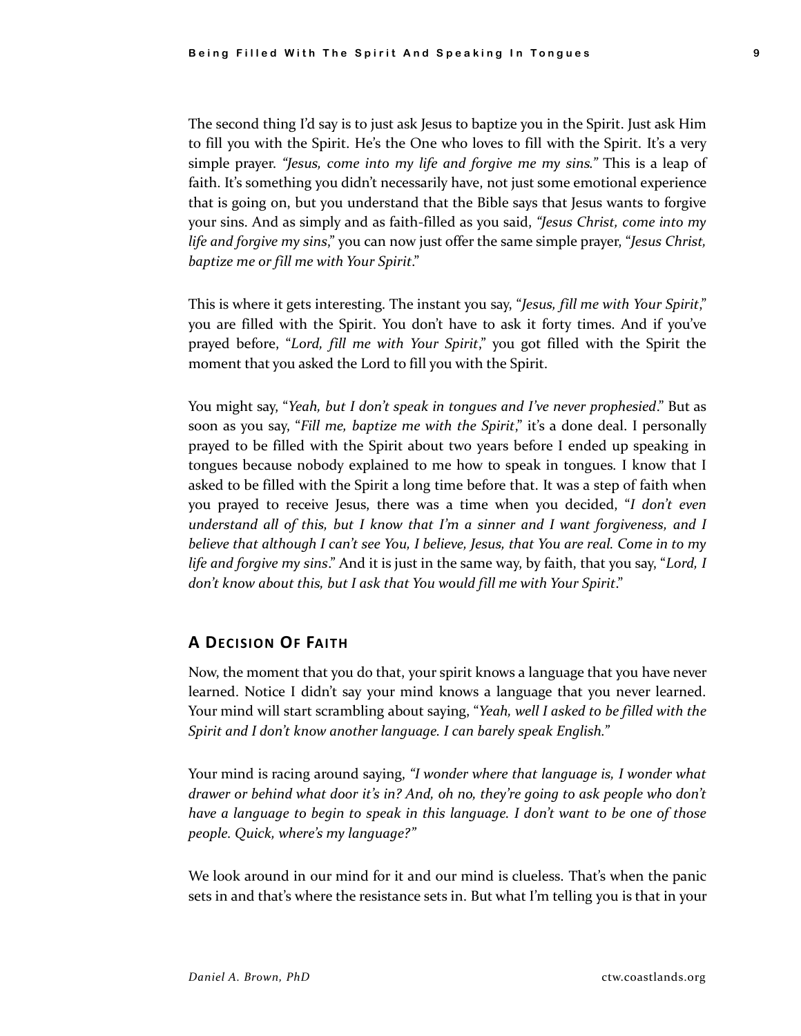The second thing I'd say is to just ask Jesus to baptize you in the Spirit. Just ask Him to fill you with the Spirit. He's the One who loves to fill with the Spirit. It's a very simple prayer. *"Jesus, come into my life and forgive me my sins."* This is a leap of faith. It's something you didn't necessarily have, not just some emotional experience that is going on, but you understand that the Bible says that Jesus wants to forgive your sins. And as simply and as faith-filled as you said, *"Jesus Christ, come into my life and forgive my sins*," you can now just offer the same simple prayer, "*Jesus Christ, baptize me or fill me with Your Spirit*."

This is where it gets interesting. The instant you say, "*Jesus, fill me with Your Spirit*," you are filled with the Spirit. You don't have to ask it forty times. And if you've prayed before, "*Lord, fill me with Your Spirit*," you got filled with the Spirit the moment that you asked the Lord to fill you with the Spirit.

You might say, "*Yeah, but I don't speak in tongues and I've never prophesied*." But as soon as you say, "*Fill me, baptize me with the Spirit*," it's a done deal. I personally prayed to be filled with the Spirit about two years before I ended up speaking in tongues because nobody explained to me how to speak in tongues. I know that I asked to be filled with the Spirit a long time before that. It was a step of faith when you prayed to receive Jesus, there was a time when you decided, "*I don't even understand all of this, but I know that I'm a sinner and I want forgiveness, and I believe that although I can't see You, I believe, Jesus, that You are real. Come in to my life and forgive my sins*." And it is just in the same way, by faith, that you say, "*Lord, I don't know about this, but I ask that You would fill me with Your Spirit*."

## A Decision Of Faith

Now, the moment that you do that, your spirit knows a language that you have never learned. Notice I didn't say your mind knows a language that you never learned. Your mind will start scrambling about saying, "*Yeah, well I asked to be filled with the Spirit and I don't know another language. I can barely speak English.*"

Your mind is racing around saying, *"I wonder where that language is, I wonder what drawer or behind what door it's in? And, oh no, they're going to ask people who don't have a language to begin to speak in this language. I don't want to be one of those people. Quick, where's my language?"*

We look around in our mind for it and our mind is clueless. That's when the panic sets in and that's where the resistance sets in. But what I'm telling you is that in your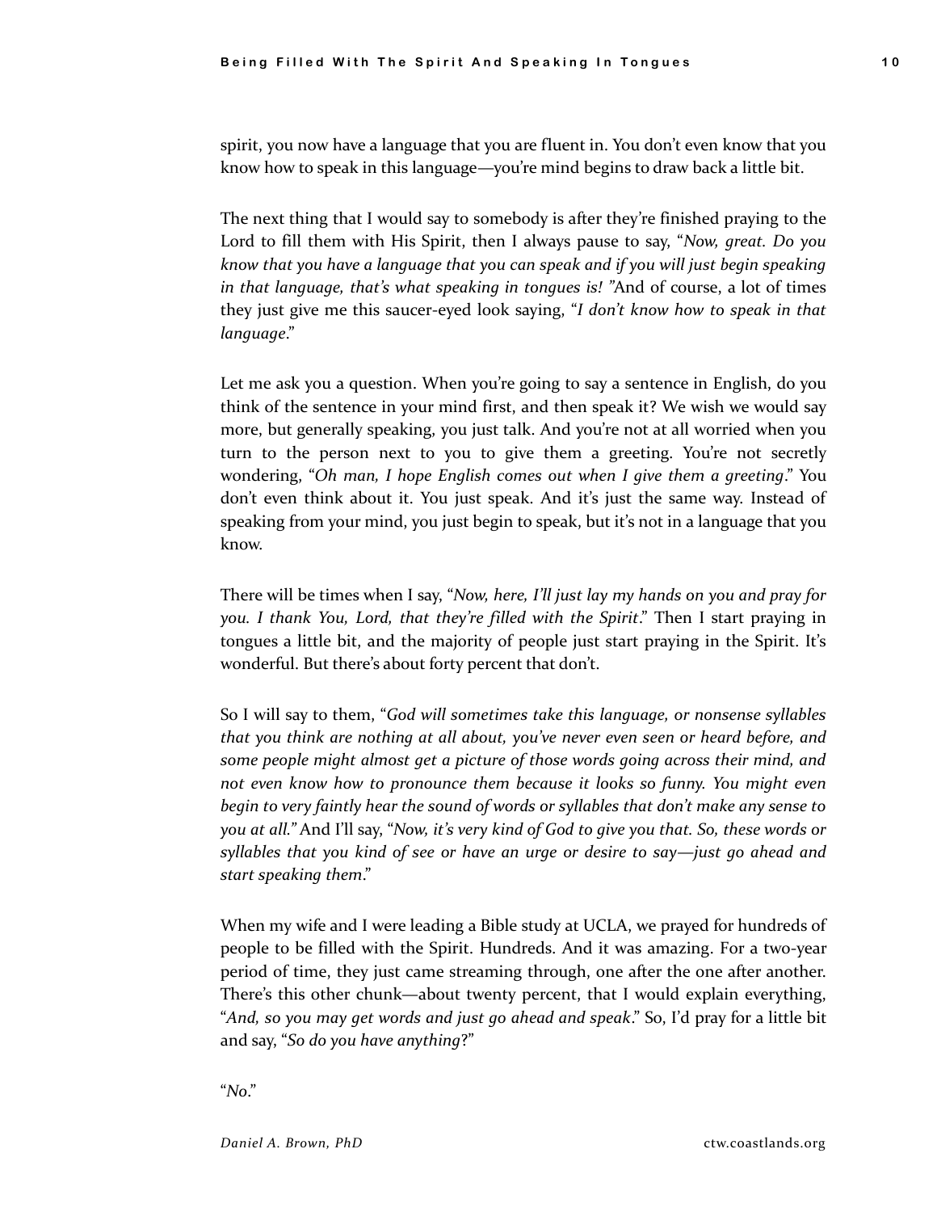spirit, you now have a language that you are fluent in. You don't even know that you know how to speak in this language—you're mind begins to draw back a little bit.

The next thing that I would say to somebody is after they're finished praying to the Lord to fill them with His Spirit, then I always pause to say, "*Now, great. Do you know that you have a language that you can speak and if you will just begin speaking in that language, that's what speaking in tongues is!* "And of course, a lot of times they just give me this saucer-eyed look saying, "*I don't know how to speak in that language*."

Let me ask you a question. When you're going to say a sentence in English, do you think of the sentence in your mind first, and then speak it? We wish we would say more, but generally speaking, you just talk. And you're not at all worried when you turn to the person next to you to give them a greeting. You're not secretly wondering, "*Oh man, I hope English comes out when I give them a greeting*." You don't even think about it. You just speak. And it's just the same way. Instead of speaking from your mind, you just begin to speak, but it's not in a language that you know.

There will be times when I say, "*Now, here, I'll just lay my hands on you and pray for you. I thank You, Lord, that they're filled with the Spirit*." Then I start praying in tongues a little bit, and the majority of people just start praying in the Spirit. It's wonderful. But there's about forty percent that don't.

So I will say to them, "*God will sometimes take this language, or nonsense syllables that you think are nothing at all about, you've never even seen or heard before, and some people might almost get a picture of those words going across their mind, and not even know how to pronounce them because it looks so funny. You might even begin to very faintly hear the sound of words or syllables that don't make any sense to you at all.*" And I'll say, "*Now, it's very kind of God to give you that. So, these words or syllables that you kind of see or have an urge or desire to say—just go ahead and start speaking them*."

When my wife and I were leading a Bible study at UCLA, we prayed for hundreds of people to be filled with the Spirit. Hundreds. And it was amazing. For a two-year period of time, they just came streaming through, one after the one after another. There's this other chunk—about twenty percent, that I would explain everything, "*And, so you may get words and just go ahead and speak*." So, I'd pray for a little bit and say, "*So do you have anything*?"

"*No*."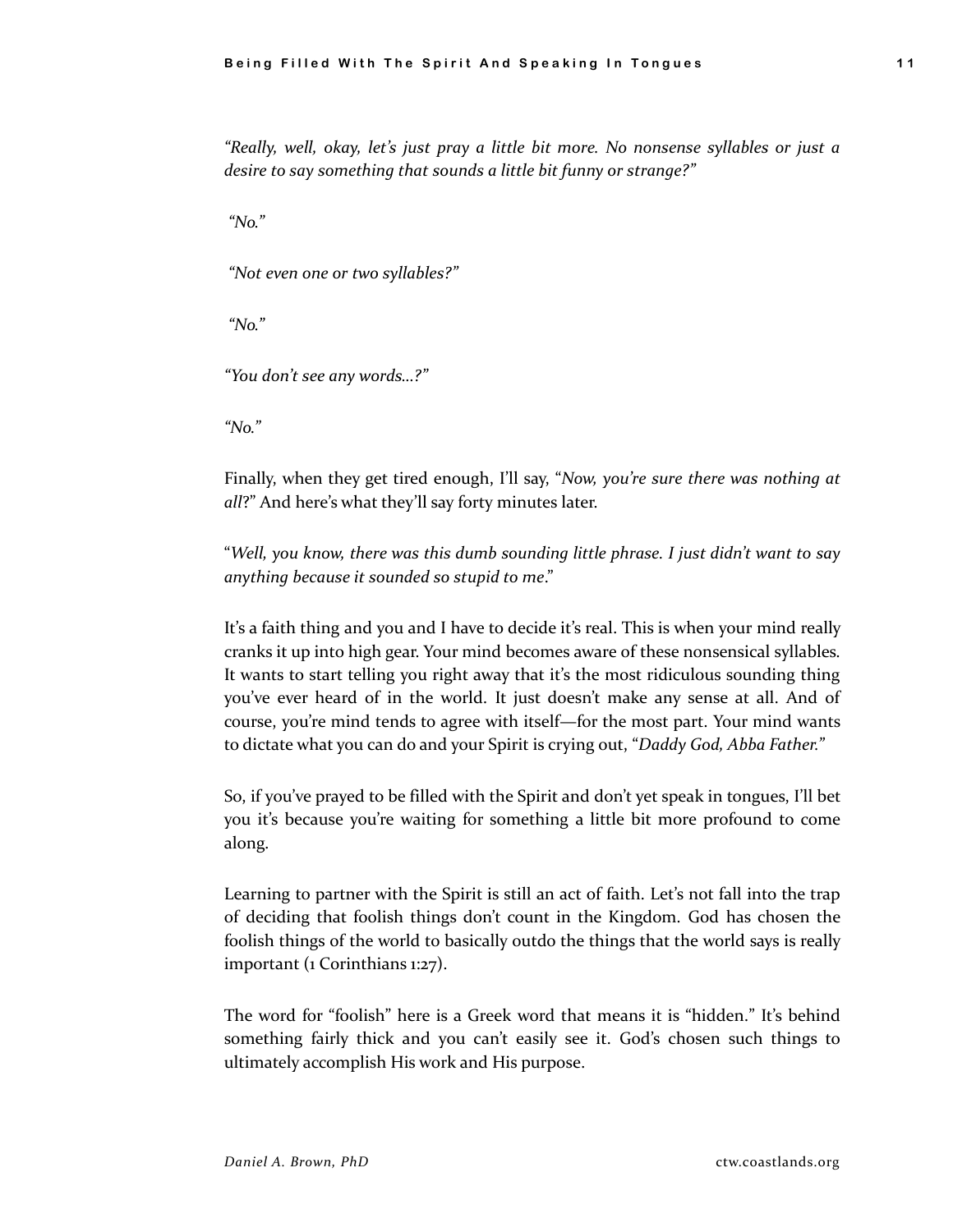*"Really, well, okay, let's just pray a little bit more. No nonsense syllables or just a desire to say something that sounds a little bit funny or strange?"*

*"No."*

*"Not even one or two syllables?"*

*"No."*

*"You don't see any words…?"*

*"No."*

Finally, when they get tired enough, I'll say, "*Now, you're sure there was nothing at all*?" And here's what they'll say forty minutes later.

"*Well, you know, there was this dumb sounding little phrase. I just didn't want to say anything because it sounded so stupid to me*."

It's a faith thing and you and I have to decide it's real. This is when your mind really cranks it up into high gear. Your mind becomes aware of these nonsensical syllables. It wants to start telling you right away that it's the most ridiculous sounding thing you've ever heard of in the world. It just doesn't make any sense at all. And of course, you're mind tends to agree with itself—for the most part. Your mind wants to dictate what you can do and your Spirit is crying out, "*Daddy God, Abba Father.*"

So, if you've prayed to be filled with the Spirit and don't yet speak in tongues, I'll bet you it's because you're waiting for something a little bit more profound to come along.

Learning to partner with the Spirit is still an act of faith. Let's not fall into the trap of deciding that foolish things don't count in the Kingdom. God has chosen the foolish things of the world to basically outdo the things that the world says is really important (1 Corinthians 1:27).

The word for "foolish" here is a Greek word that means it is "hidden." It's behind something fairly thick and you can't easily see it. God's chosen such things to ultimately accomplish His work and His purpose.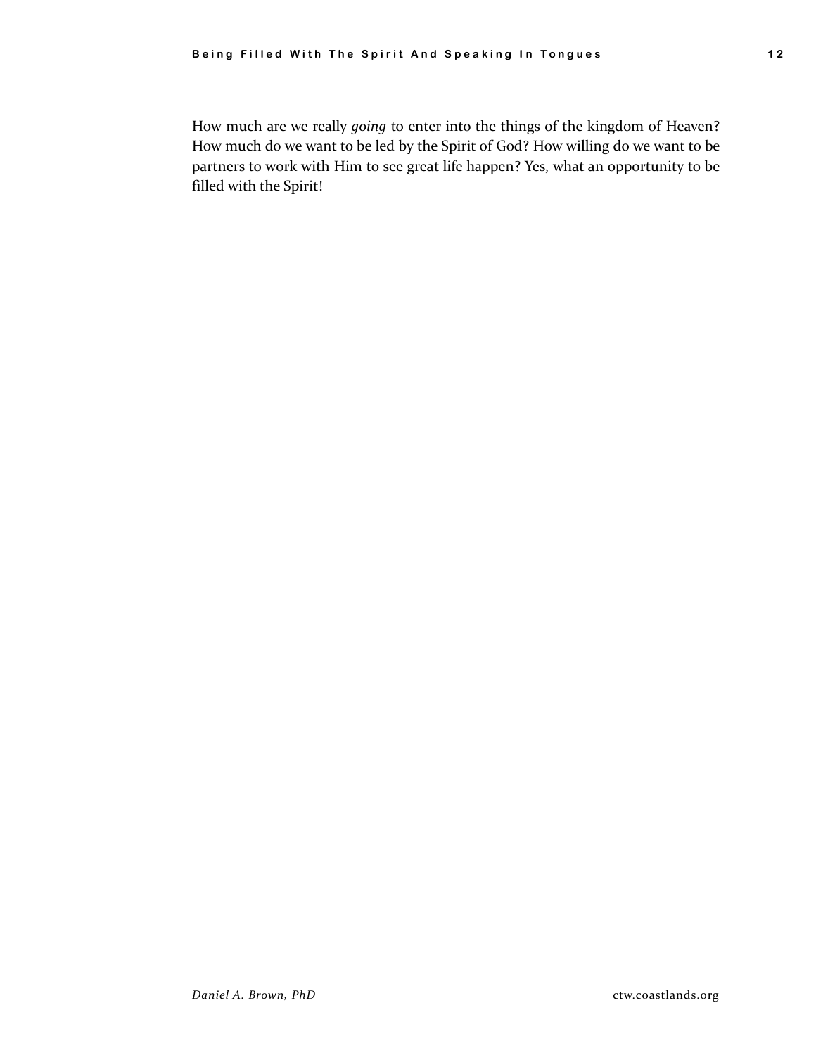How much are we really *going* to enter into the things of the kingdom of Heaven? How much do we want to be led by the Spirit of God? How willing do we want to be partners to work with Him to see great life happen? Yes, what an opportunity to be filled with the Spirit!